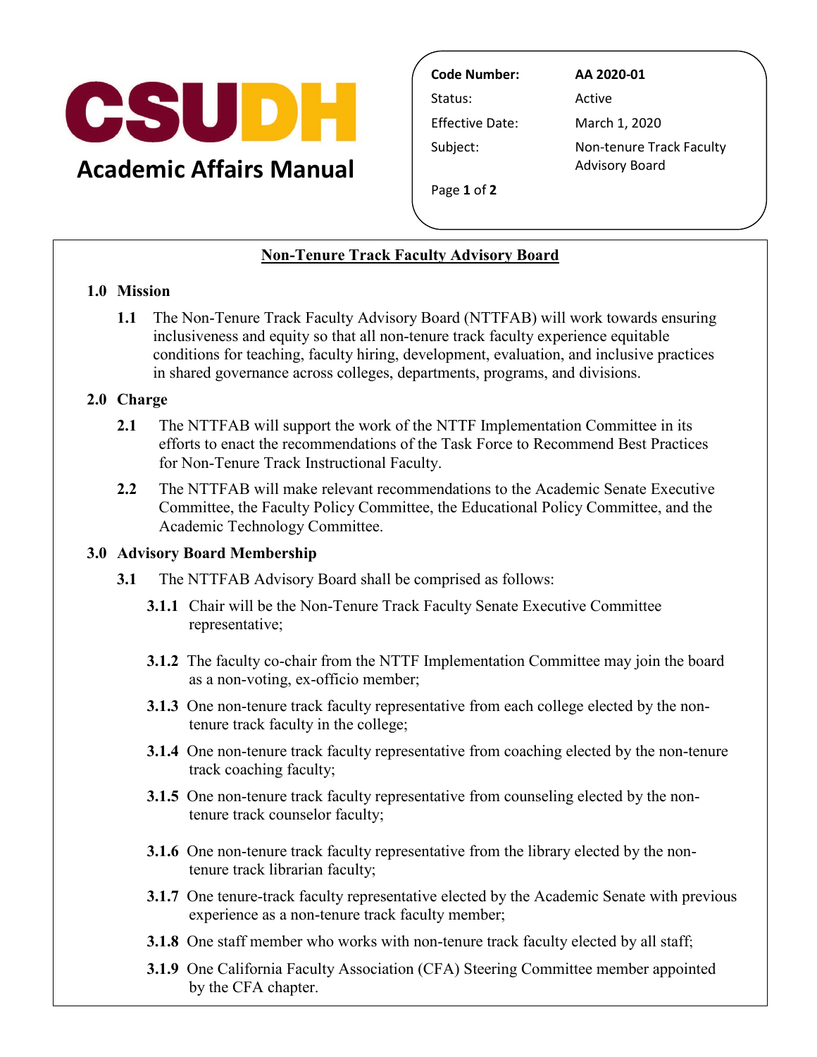**CSUDH**

# Academic Affairs Manual

| | |
|---|---|
| **Code Number:** | **AA 2020-01** |
| Status: | Active |
| Effective Date: | March 1, 2020 |
| Subject: | Non-tenure Track Faculty Advisory Board |

## Non-Tenure Track Faculty Advisory Board

### 1.0 Mission

**1.1** The Non-Tenure Track Faculty Advisory Board (NTTFAB) will work towards ensuring inclusiveness and equity so that all non-tenure track faculty experience equitable conditions for teaching, faculty hiring, development, evaluation, and inclusive practices in shared governance across colleges, departments, programs, and divisions.

### 2.0 Charge

**2.1** The NTTFAB will support the work of the NTTF Implementation Committee in its efforts to enact the recommendations of the Task Force to Recommend Best Practices for Non-Tenure Track Instructional Faculty.

**2.2** The NTTFAB will make relevant recommendations to the Academic Senate Executive Committee, the Faculty Policy Committee, the Educational Policy Committee, and the Academic Technology Committee.

### 3.0 Advisory Board Membership

**3.1** The NTTFAB Advisory Board shall be comprised as follows:

**3.1.1** Chair will be the Non-Tenure Track Faculty Senate Executive Committee representative;

**3.1.2** The faculty co-chair from the NTTF Implementation Committee may join the board as a non-voting, ex-officio member;

**3.1.3** One non-tenure track faculty representative from each college elected by the non-tenure track faculty in the college;

**3.1.4** One non-tenure track faculty representative from coaching elected by the non-tenure track coaching faculty;

**3.1.5** One non-tenure track faculty representative from counseling elected by the non-tenure track counselor faculty;

**3.1.6** One non-tenure track faculty representative from the library elected by the non-tenure track librarian faculty;

**3.1.7** One tenure-track faculty representative elected by the Academic Senate with previous experience as a non-tenure track faculty member;

**3.1.8** One staff member who works with non-tenure track faculty elected by all staff;

**3.1.9** One California Faculty Association (CFA) Steering Committee member appointed by the CFA chapter.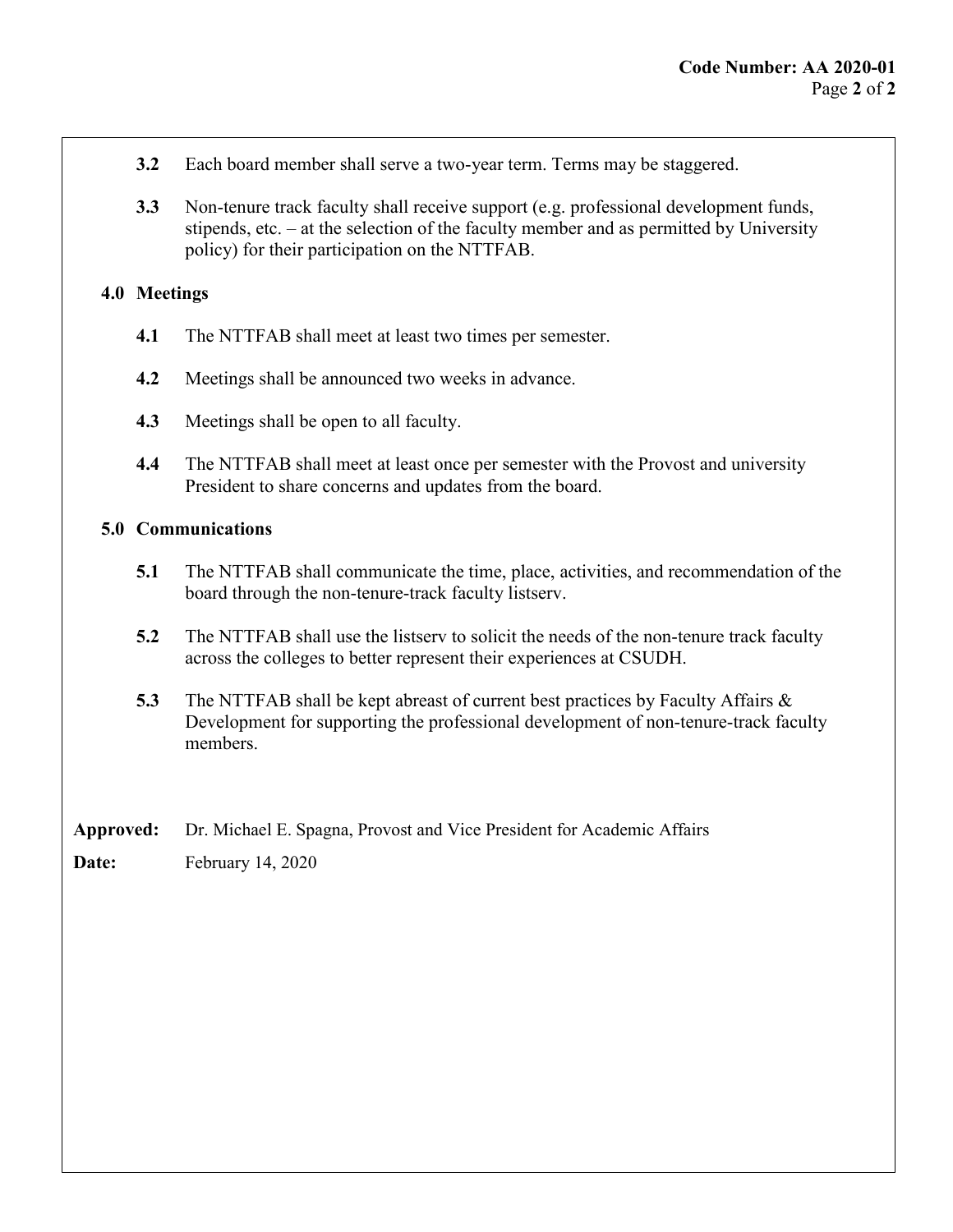**3.2** Each board member shall serve a two-year term. Terms may be staggered.

**3.3** Non-tenure track faculty shall receive support (e.g. professional development funds, stipends, etc. – at the selection of the faculty member and as permitted by University policy) for their participation on the NTTFAB.

## 4.0 Meetings

**4.1** The NTTFAB shall meet at least two times per semester.

**4.2** Meetings shall be announced two weeks in advance.

**4.3** Meetings shall be open to all faculty.

**4.4** The NTTFAB shall meet at least once per semester with the Provost and university President to share concerns and updates from the board.

## 5.0 Communications

**5.1** The NTTFAB shall communicate the time, place, activities, and recommendation of the board through the non-tenure-track faculty listserv.

**5.2** The NTTFAB shall use the listserv to solicit the needs of the non-tenure track faculty across the colleges to better represent their experiences at CSUDH.

**5.3** The NTTFAB shall be kept abreast of current best practices by Faculty Affairs & Development for supporting the professional development of non-tenure-track faculty members.

**Approved:** Dr. Michael E. Spagna, Provost and Vice President for Academic Affairs

**Date:** February 14, 2020